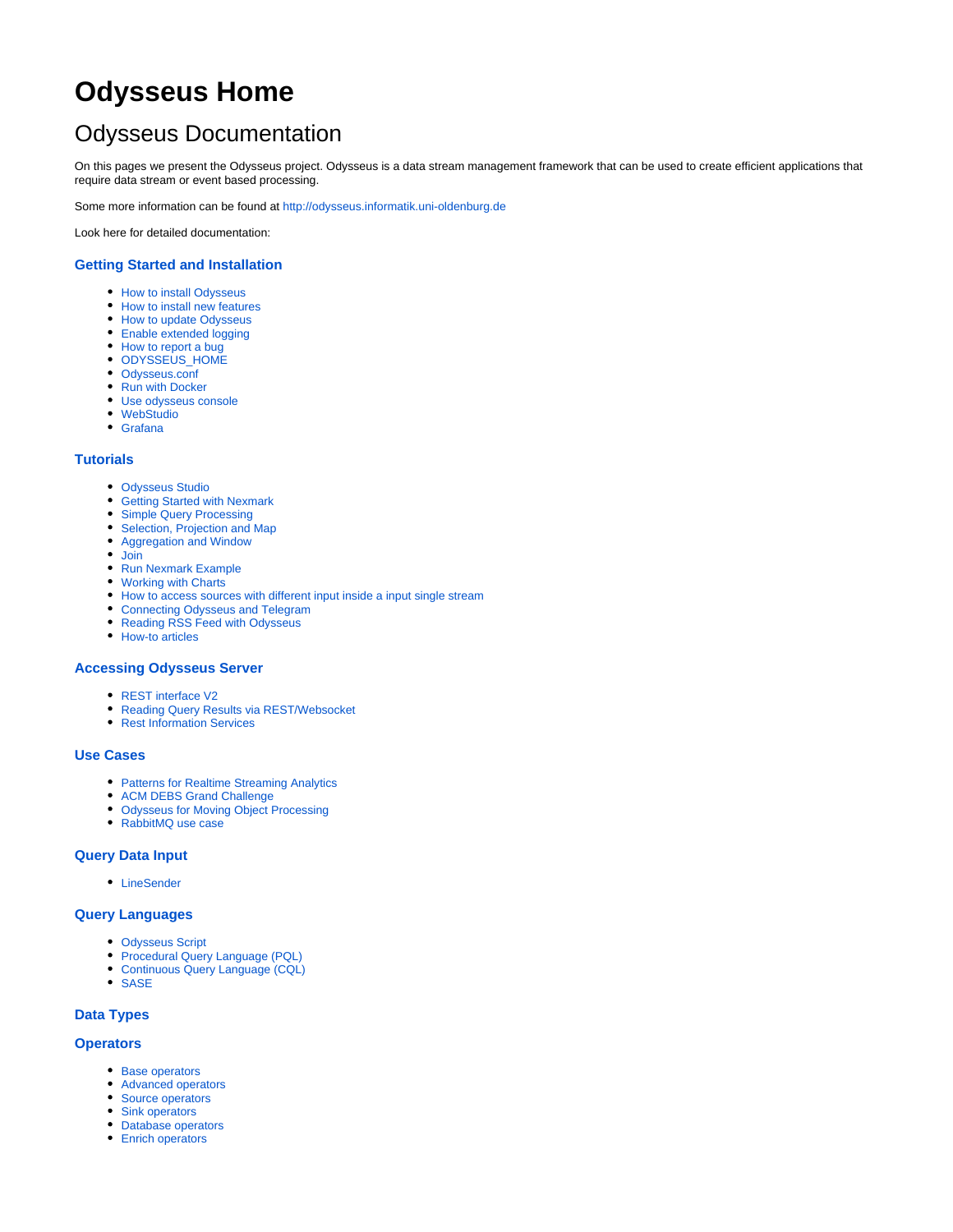# Odysseus Home

## Odysseus Documentation

On this pages we present the Odysseus project. Odysseus is a data stream management framework that can be used to create efficient applications that require data stream or event based processing.

Some more information can be found at http://odysseus.informatik.uni-oldenburg.de

Look here for detailed documentation:

### Getting Started and Installation

- How to install Odysseus
- How to install new features
- How to update Odysseus
- Enable extended logging
- How to report a bug
- ODYSSEUS_HOME
- Odysseus.conf
- Run with Docker
- Use odysseus console
- WebStudio
- Grafana

### Tutorials

- Odysseus Studio
- Getting Started with Nexmark
- Simple Query Processing
- Selection, Projection and Map
- Aggregation and Window
- Join
- Run Nexmark Example
- Working with Charts
- How to access sources with different input inside a input single stream
- Connecting Odysseus and Telegram
- Reading RSS Feed with Odysseus
- How-to articles

### Accessing Odysseus Server

- REST interface V2
- Reading Query Results via REST/Websocket
- Rest Information Services

### Use Cases

- Patterns for Realtime Streaming Analytics
- ACM DEBS Grand Challenge
- Odysseus for Moving Object Processing
- RabbitMQ use case

### Query Data Input

- LineSender

### Query Languages

- Odysseus Script
- Procedural Query Language (PQL)
- Continuous Query Language (CQL)
- SASE

### Data Types

### Operators

- Base operators
- Advanced operators
- Source operators
- Sink operators
- Database operators
- Enrich operators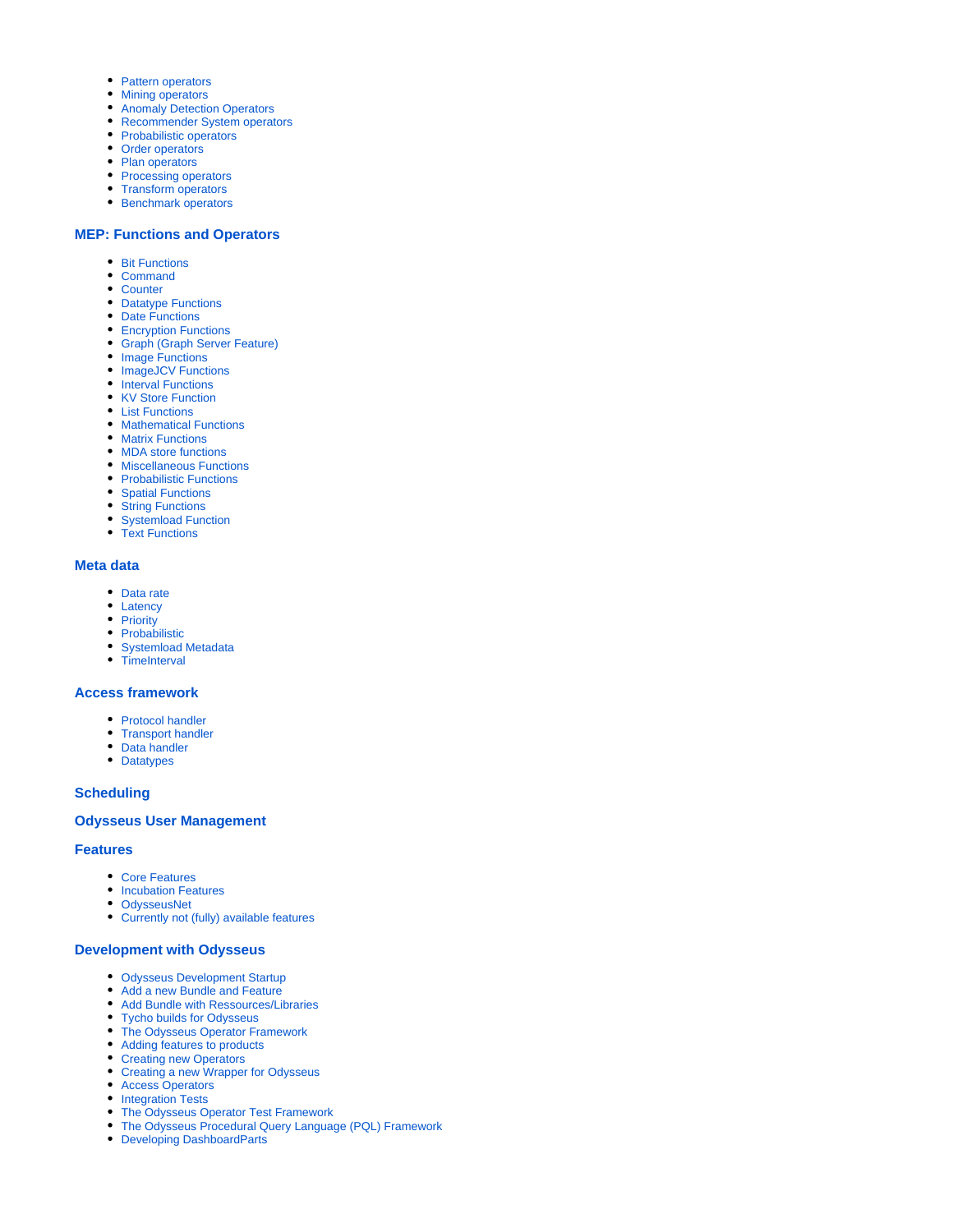- Pattern operators
- Mining operators
- Anomaly Detection Operators
- Recommender System operators
- Probabilistic operators
- Order operators
- Plan operators
- Processing operators
- Transform operators
- Benchmark operators

### MEP: Functions and Operators

- Bit Functions
- Command
- Counter
- Datatype Functions
- Date Functions
- Encryption Functions
- Graph (Graph Server Feature)
- Image Functions
- ImageJCV Functions
- Interval Functions
- KV Store Function
- List Functions
- Mathematical Functions
- Matrix Functions
- MDA store functions
- Miscellaneous Functions
- Probabilistic Functions
- Spatial Functions
- String Functions
- Systemload Function
- Text Functions

### Meta data

- Data rate
- Latency
- Priority
- Probabilistic
- Systemload Metadata
- TimeInterval

### Access framework

- Protocol handler
- Transport handler
- Data handler
- Datatypes

### Scheduling

### Odysseus User Management

### Features

- Core Features
- Incubation Features
- OdysseusNet
- Currently not (fully) available features

### Development with Odysseus

- Odysseus Development Startup
- Add a new Bundle and Feature
- Add Bundle with Ressources/Libraries
- Tycho builds for Odysseus
- The Odysseus Operator Framework
- Adding features to products
- Creating new Operators
- Creating a new Wrapper for Odysseus
- Access Operators
- Integration Tests
- The Odysseus Operator Test Framework
- The Odysseus Procedural Query Language (PQL) Framework
- Developing DashboardParts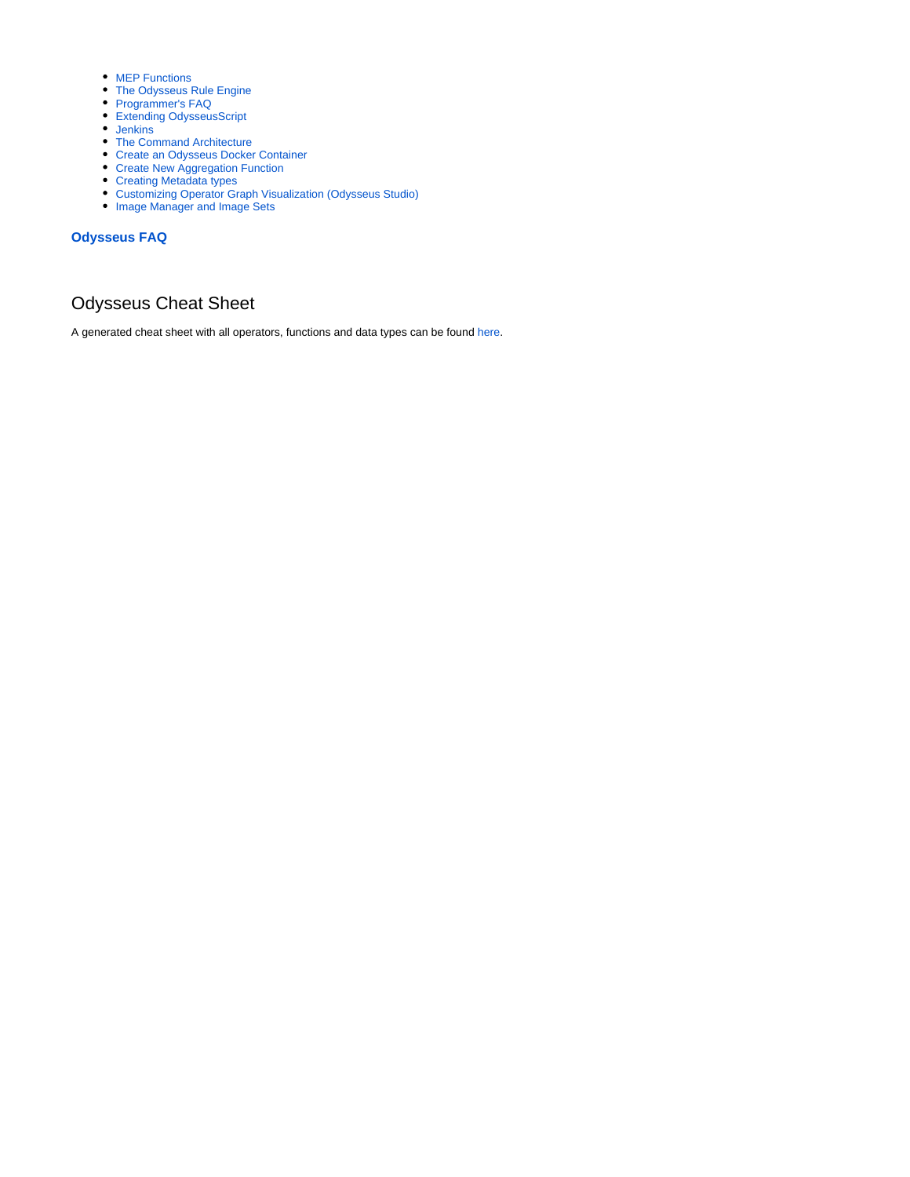- MEP Functions
- The Odysseus Rule Engine
- Programmer's FAQ
- Extending OdysseusScript
- Jenkins
- The Command Architecture
- Create an Odysseus Docker Container
- Create New Aggregation Function
- Creating Metadata types
- Customizing Operator Graph Visualization (Odysseus Studio)
- Image Manager and Image Sets

**Odysseus FAQ**

## Odysseus Cheat Sheet

A generated cheat sheet with all operators, functions and data types can be found here.